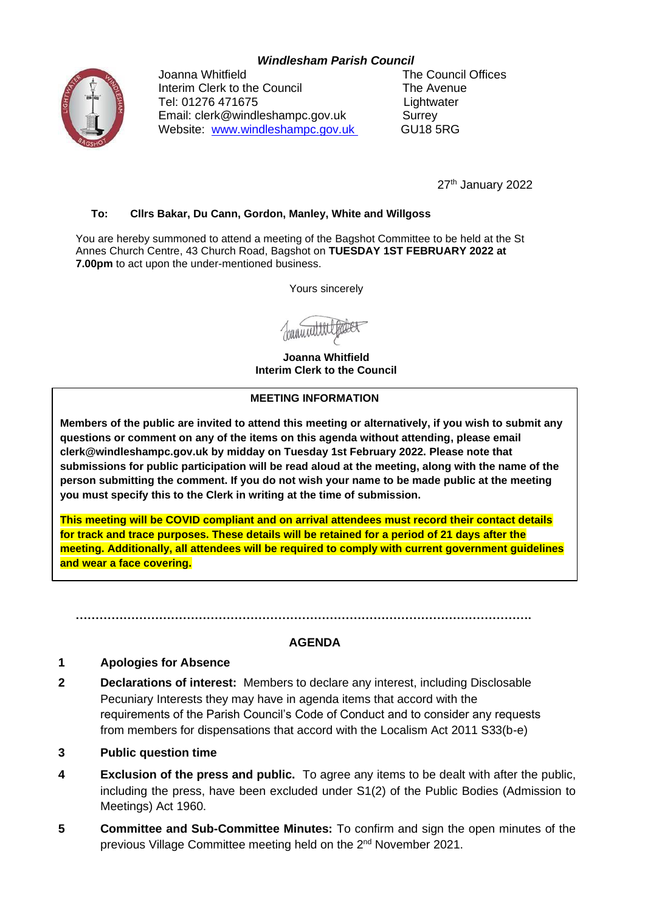***Windlesham Parish Council***

Joanna Whitfield
Interim Clerk to the Council
Tel: 01276 471675
Email: clerk@windleshampc.gov.uk
Website: [www.windleshampc.gov.uk](http://www.windleshampc.gov.uk)

The Council Offices
The Avenue
Lightwater
Surrey
GU18 5RG

27th January 2022

**To: Cllrs Bakar, Du Cann, Gordon, Manley, White and Willgoss**

You are hereby summoned to attend a meeting of the Bagshot Committee to be held at the St Annes Church Centre, 43 Church Road, Bagshot on **TUESDAY 1ST FEBRUARY 2022 at 7.00pm** to act upon the under-mentioned business.

Yours sincerely

**Joanna Whitfield**
**Interim Clerk to the Council**

**MEETING INFORMATION**

**Members of the public are invited to attend this meeting or alternatively, if you wish to submit any questions or comment on any of the items on this agenda without attending, please email clerk@windleshampc.gov.uk by midday on Tuesday 1st February 2022. Please note that submissions for public participation will be read aloud at the meeting, along with the name of the person submitting the comment. If you do not wish your name to be made public at the meeting you must specify this to the Clerk in writing at the time of submission.**

**This meeting will be COVID compliant and on arrival attendees must record their contact details for track and trace purposes. These details will be retained for a period of 21 days after the meeting. Additionally, all attendees will be required to comply with current government guidelines and wear a face covering.**

…………………………………………………………………………………………………….

## AGENDA

**1 Apologies for Absence**

**2 Declarations of interest:** Members to declare any interest, including Disclosable Pecuniary Interests they may have in agenda items that accord with the requirements of the Parish Council's Code of Conduct and to consider any requests from members for dispensations that accord with the Localism Act 2011 S33(b-e)

**3 Public question time**

**4 Exclusion of the press and public.** To agree any items to be dealt with after the public, including the press, have been excluded under S1(2) of the Public Bodies (Admission to Meetings) Act 1960.

**5 Committee and Sub-Committee Minutes:** To confirm and sign the open minutes of the previous Village Committee meeting held on the 2nd November 2021.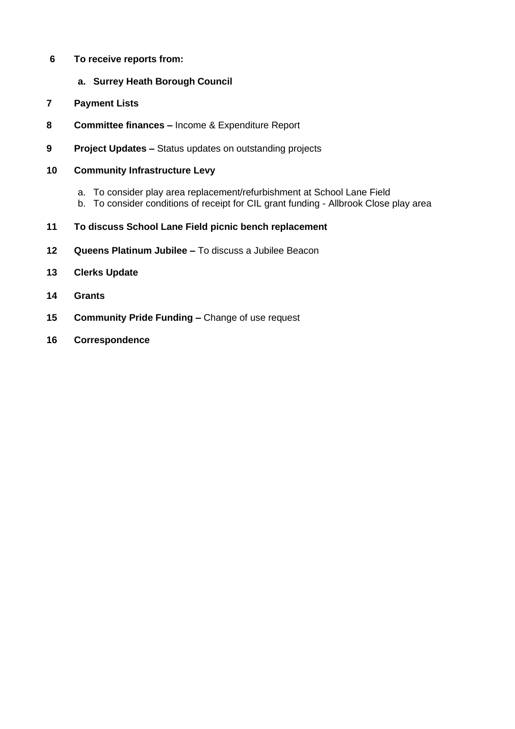**6 To receive reports from:**

   **a. Surrey Heath Borough Council**

**7 Payment Lists**

**8 Committee finances –** Income & Expenditure Report

**9 Project Updates –** Status updates on outstanding projects

**10 Community Infrastructure Levy**

   a. To consider play area replacement/refurbishment at School Lane Field
   b. To consider conditions of receipt for CIL grant funding - Allbrook Close play area

**11 To discuss School Lane Field picnic bench replacement**

**12 Queens Platinum Jubilee –** To discuss a Jubilee Beacon

**13 Clerks Update**

**14 Grants**

**15 Community Pride Funding –** Change of use request

**16 Correspondence**